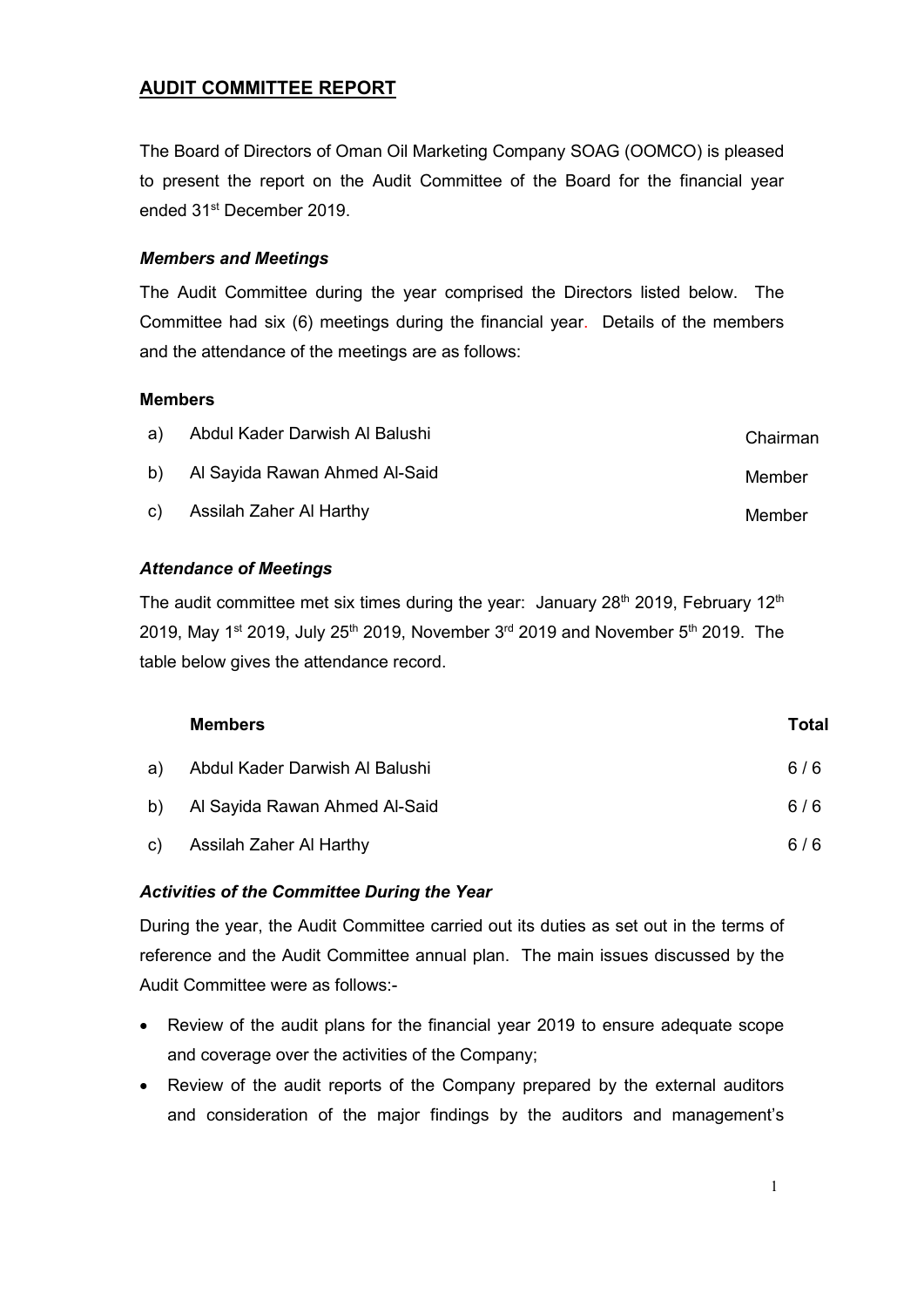# AUDIT COMMITTEE REPORT

The Board of Directors of Oman Oil Marketing Company SOAG (OOMCO) is pleased to present the report on the Audit Committee of the Board for the financial year ended 31st December 2019.

### *Members and Meetings*

The Audit Committee during the year comprised the Directors listed below. The Committee had six (6) meetings during the financial year. Details of the members and the attendance of the meetings are as follows:

**Members**

| | | |
|---|---|---|
| a) | Abdul Kader Darwish Al Balushi | Chairman |
| b) | Al Sayida Rawan Ahmed Al-Said | Member |
| c) | Assilah Zaher Al Harthy | Member |

### *Attendance of Meetings*

The audit committee met six times during the year: January 28th 2019, February 12th 2019, May 1st 2019, July 25th 2019, November 3rd 2019 and November 5th 2019. The table below gives the attendance record.

| | **Members** | **Total** |
|---|---|---|
| a) | Abdul Kader Darwish Al Balushi | 6 / 6 |
| b) | Al Sayida Rawan Ahmed Al-Said | 6 / 6 |
| c) | Assilah Zaher Al Harthy | 6 / 6 |

### *Activities of the Committee During the Year*

During the year, the Audit Committee carried out its duties as set out in the terms of reference and the Audit Committee annual plan. The main issues discussed by the Audit Committee were as follows:-

- Review of the audit plans for the financial year 2019 to ensure adequate scope and coverage over the activities of the Company;
- Review of the audit reports of the Company prepared by the external auditors and consideration of the major findings by the auditors and management's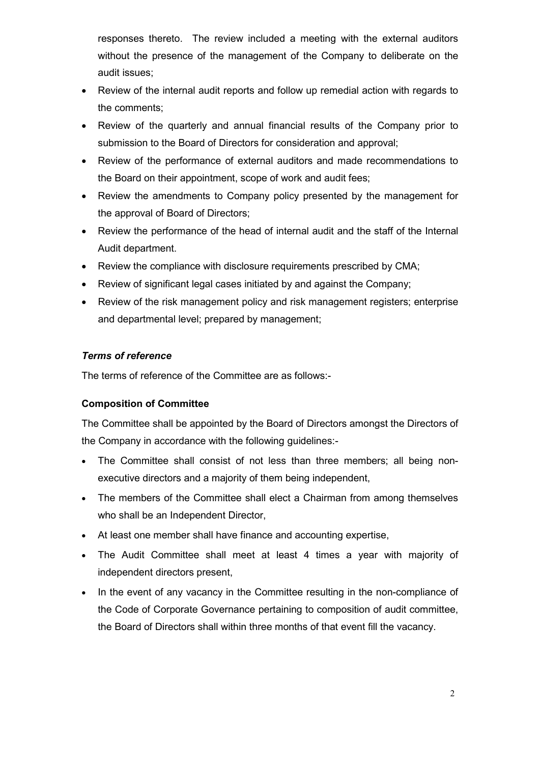responses thereto. The review included a meeting with the external auditors without the presence of the management of the Company to deliberate on the audit issues;

- Review of the internal audit reports and follow up remedial action with regards to the comments;
- Review of the quarterly and annual financial results of the Company prior to submission to the Board of Directors for consideration and approval;
- Review of the performance of external auditors and made recommendations to the Board on their appointment, scope of work and audit fees;
- Review the amendments to Company policy presented by the management for the approval of Board of Directors;
- Review the performance of the head of internal audit and the staff of the Internal Audit department.
- Review the compliance with disclosure requirements prescribed by CMA;
- Review of significant legal cases initiated by and against the Company;
- Review of the risk management policy and risk management registers; enterprise and departmental level; prepared by management;

### *Terms of reference*

The terms of reference of the Committee are as follows:-

#### **Composition of Committee**

The Committee shall be appointed by the Board of Directors amongst the Directors of the Company in accordance with the following guidelines:-

- The Committee shall consist of not less than three members; all being non-executive directors and a majority of them being independent,
- The members of the Committee shall elect a Chairman from among themselves who shall be an Independent Director,
- At least one member shall have finance and accounting expertise,
- The Audit Committee shall meet at least 4 times a year with majority of independent directors present,
- In the event of any vacancy in the Committee resulting in the non-compliance of the Code of Corporate Governance pertaining to composition of audit committee, the Board of Directors shall within three months of that event fill the vacancy.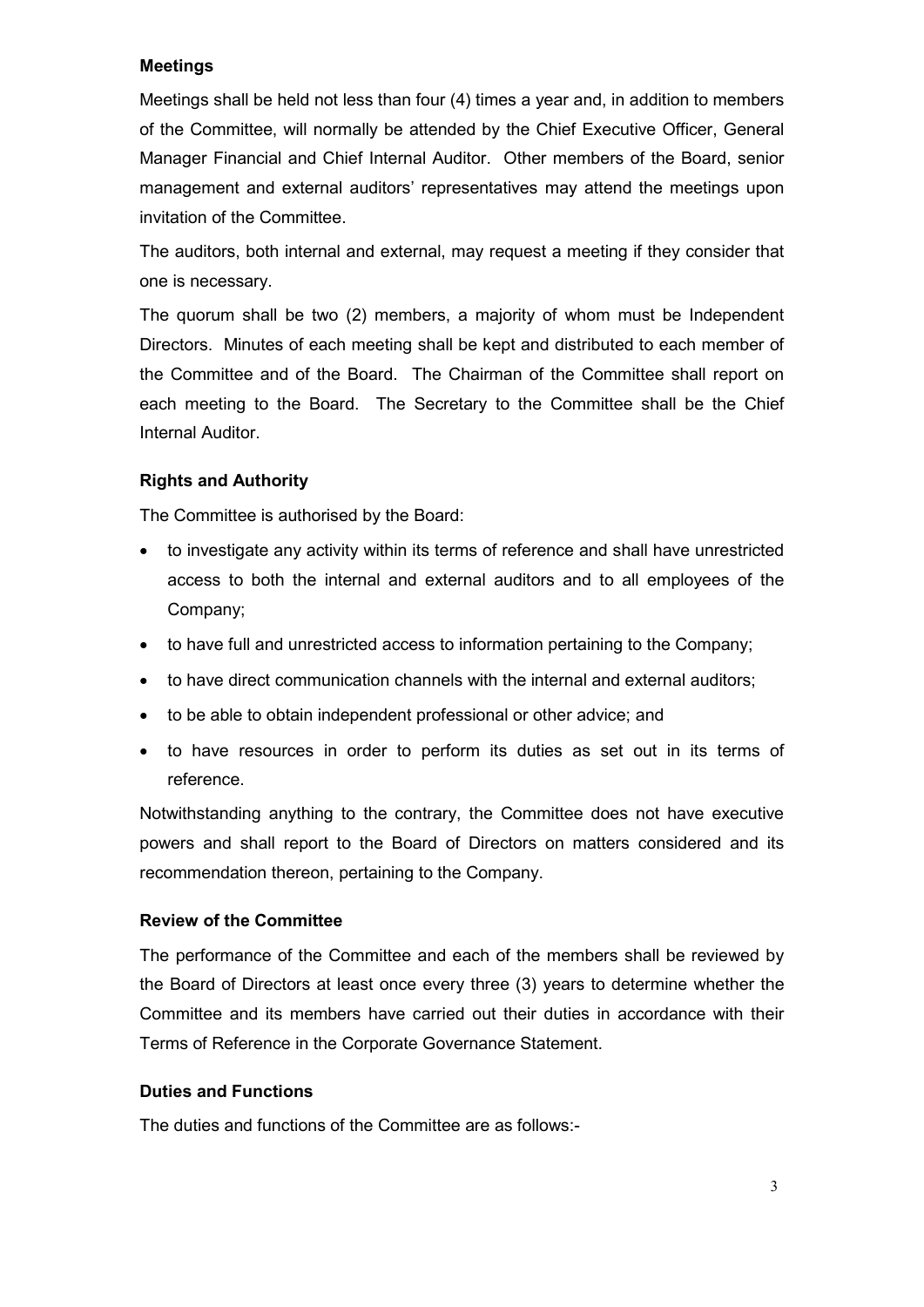**Meetings**

Meetings shall be held not less than four (4) times a year and, in addition to members of the Committee, will normally be attended by the Chief Executive Officer, General Manager Financial and Chief Internal Auditor. Other members of the Board, senior management and external auditors' representatives may attend the meetings upon invitation of the Committee.

The auditors, both internal and external, may request a meeting if they consider that one is necessary.

The quorum shall be two (2) members, a majority of whom must be Independent Directors. Minutes of each meeting shall be kept and distributed to each member of the Committee and of the Board. The Chairman of the Committee shall report on each meeting to the Board. The Secretary to the Committee shall be the Chief Internal Auditor.

**Rights and Authority**

The Committee is authorised by the Board:

- to investigate any activity within its terms of reference and shall have unrestricted access to both the internal and external auditors and to all employees of the Company;
- to have full and unrestricted access to information pertaining to the Company;
- to have direct communication channels with the internal and external auditors;
- to be able to obtain independent professional or other advice; and
- to have resources in order to perform its duties as set out in its terms of reference.

Notwithstanding anything to the contrary, the Committee does not have executive powers and shall report to the Board of Directors on matters considered and its recommendation thereon, pertaining to the Company.

**Review of the Committee**

The performance of the Committee and each of the members shall be reviewed by the Board of Directors at least once every three (3) years to determine whether the Committee and its members have carried out their duties in accordance with their Terms of Reference in the Corporate Governance Statement.

**Duties and Functions**

The duties and functions of the Committee are as follows:-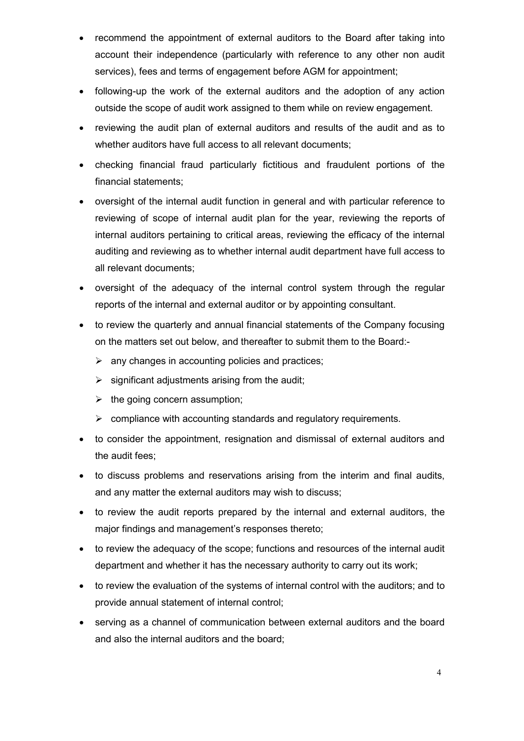- recommend the appointment of external auditors to the Board after taking into account their independence (particularly with reference to any other non audit services), fees and terms of engagement before AGM for appointment;
- following-up the work of the external auditors and the adoption of any action outside the scope of audit work assigned to them while on review engagement.
- reviewing the audit plan of external auditors and results of the audit and as to whether auditors have full access to all relevant documents;
- checking financial fraud particularly fictitious and fraudulent portions of the financial statements;
- oversight of the internal audit function in general and with particular reference to reviewing of scope of internal audit plan for the year, reviewing the reports of internal auditors pertaining to critical areas, reviewing the efficacy of the internal auditing and reviewing as to whether internal audit department have full access to all relevant documents;
- oversight of the adequacy of the internal control system through the regular reports of the internal and external auditor or by appointing consultant.
- to review the quarterly and annual financial statements of the Company focusing on the matters set out below, and thereafter to submit them to the Board:-
  - any changes in accounting policies and practices;
  - significant adjustments arising from the audit;
  - the going concern assumption;
  - compliance with accounting standards and regulatory requirements.
- to consider the appointment, resignation and dismissal of external auditors and the audit fees;
- to discuss problems and reservations arising from the interim and final audits, and any matter the external auditors may wish to discuss;
- to review the audit reports prepared by the internal and external auditors, the major findings and management's responses thereto;
- to review the adequacy of the scope; functions and resources of the internal audit department and whether it has the necessary authority to carry out its work;
- to review the evaluation of the systems of internal control with the auditors; and to provide annual statement of internal control;
- serving as a channel of communication between external auditors and the board and also the internal auditors and the board;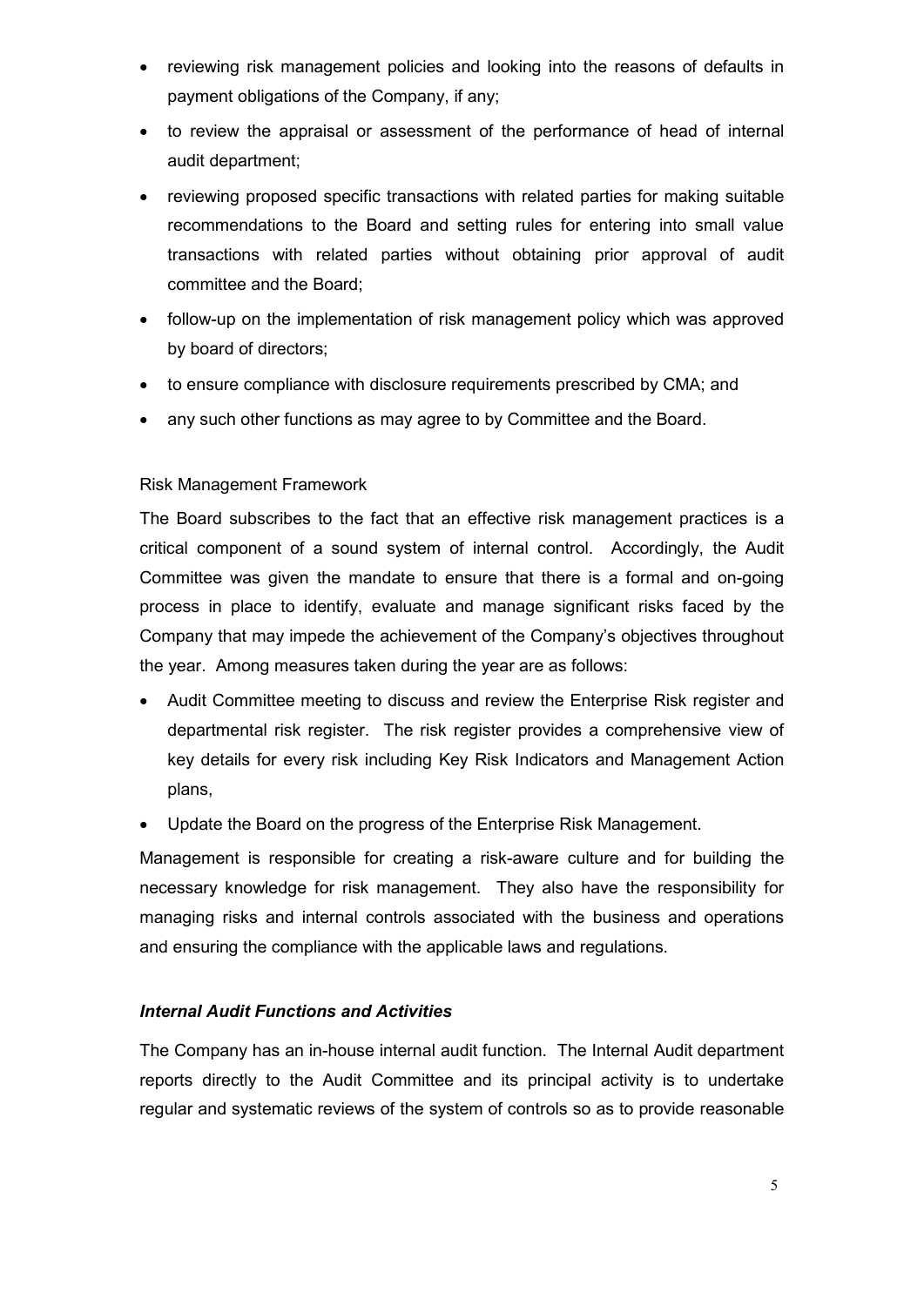- reviewing risk management policies and looking into the reasons of defaults in payment obligations of the Company, if any;
- to review the appraisal or assessment of the performance of head of internal audit department;
- reviewing proposed specific transactions with related parties for making suitable recommendations to the Board and setting rules for entering into small value transactions with related parties without obtaining prior approval of audit committee and the Board;
- follow-up on the implementation of risk management policy which was approved by board of directors;
- to ensure compliance with disclosure requirements prescribed by CMA; and
- any such other functions as may agree to by Committee and the Board.

Risk Management Framework

The Board subscribes to the fact that an effective risk management practices is a critical component of a sound system of internal control. Accordingly, the Audit Committee was given the mandate to ensure that there is a formal and on-going process in place to identify, evaluate and manage significant risks faced by the Company that may impede the achievement of the Company's objectives throughout the year. Among measures taken during the year are as follows:

- Audit Committee meeting to discuss and review the Enterprise Risk register and departmental risk register. The risk register provides a comprehensive view of key details for every risk including Key Risk Indicators and Management Action plans,
- Update the Board on the progress of the Enterprise Risk Management.

Management is responsible for creating a risk-aware culture and for building the necessary knowledge for risk management. They also have the responsibility for managing risks and internal controls associated with the business and operations and ensuring the compliance with the applicable laws and regulations.

***Internal Audit Functions and Activities***

The Company has an in-house internal audit function. The Internal Audit department reports directly to the Audit Committee and its principal activity is to undertake regular and systematic reviews of the system of controls so as to provide reasonable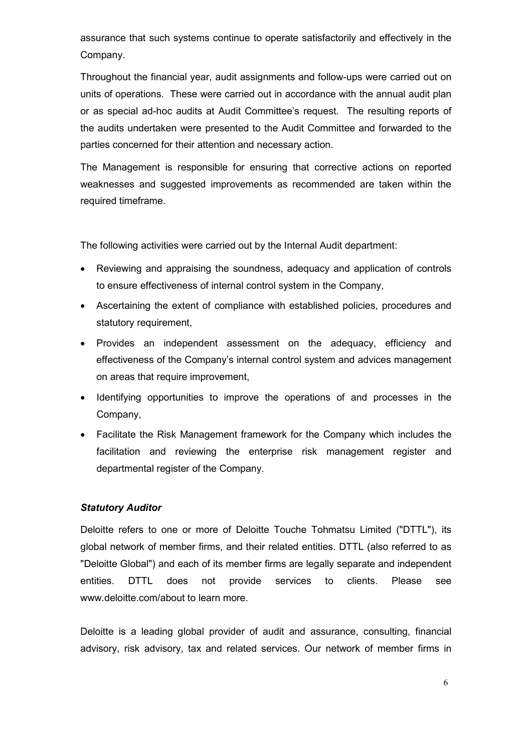assurance that such systems continue to operate satisfactorily and effectively in the Company.

Throughout the financial year, audit assignments and follow-ups were carried out on units of operations. These were carried out in accordance with the annual audit plan or as special ad-hoc audits at Audit Committee's request. The resulting reports of the audits undertaken were presented to the Audit Committee and forwarded to the parties concerned for their attention and necessary action.

The Management is responsible for ensuring that corrective actions on reported weaknesses and suggested improvements as recommended are taken within the required timeframe.

The following activities were carried out by the Internal Audit department:

- Reviewing and appraising the soundness, adequacy and application of controls to ensure effectiveness of internal control system in the Company,
- Ascertaining the extent of compliance with established policies, procedures and statutory requirement,
- Provides an independent assessment on the adequacy, efficiency and effectiveness of the Company's internal control system and advices management on areas that require improvement,
- Identifying opportunities to improve the operations of and processes in the Company,
- Facilitate the Risk Management framework for the Company which includes the facilitation and reviewing the enterprise risk management register and departmental register of the Company.

***Statutory Auditor***

Deloitte refers to one or more of Deloitte Touche Tohmatsu Limited ("DTTL"), its global network of member firms, and their related entities. DTTL (also referred to as "Deloitte Global") and each of its member firms are legally separate and independent entities. DTTL does not provide services to clients. Please see www.deloitte.com/about to learn more.

Deloitte is a leading global provider of audit and assurance, consulting, financial advisory, risk advisory, tax and related services. Our network of member firms in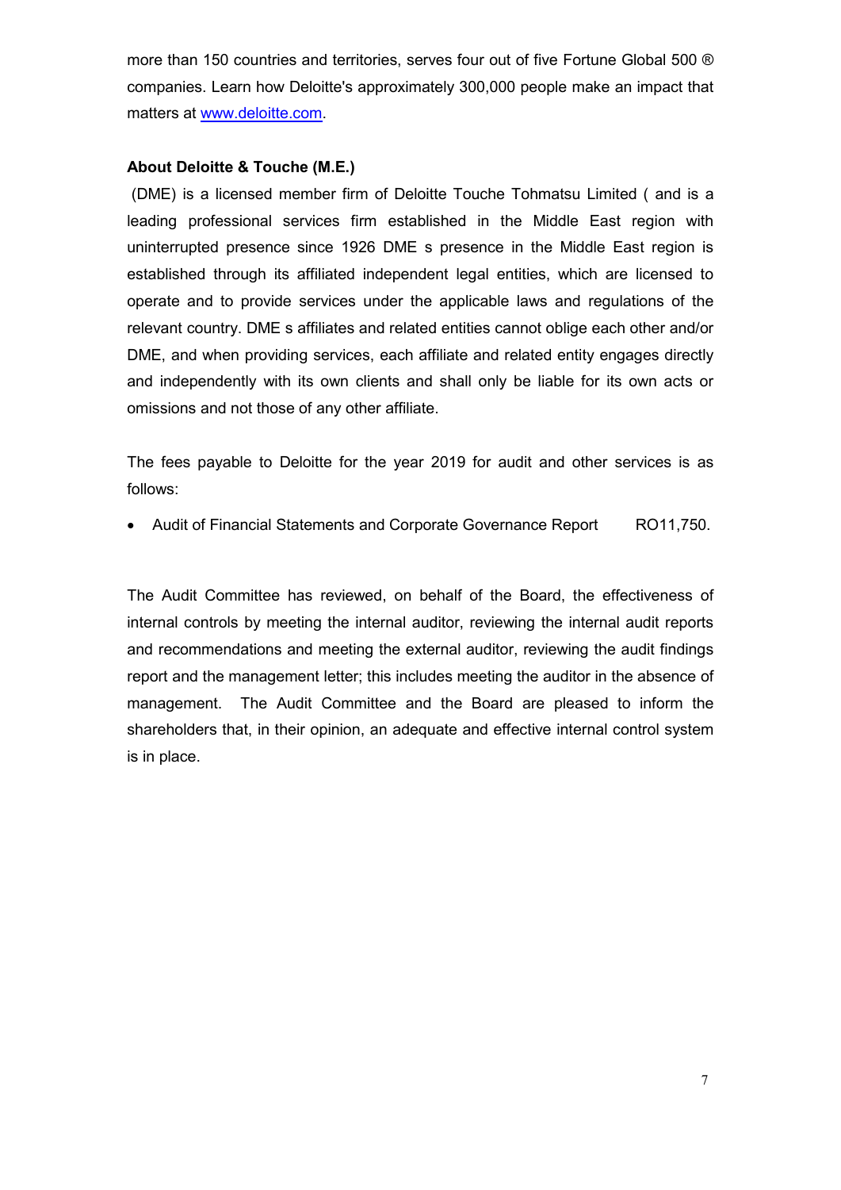more than 150 countries and territories, serves four out of five Fortune Global 500 ® companies. Learn how Deloitte's approximately 300,000 people make an impact that matters at www.deloitte.com.

**About Deloitte & Touche (M.E.)**

(DME) is a licensed member firm of Deloitte Touche Tohmatsu Limited ( and is a leading professional services firm established in the Middle East region with uninterrupted presence since 1926 DME s presence in the Middle East region is established through its affiliated independent legal entities, which are licensed to operate and to provide services under the applicable laws and regulations of the relevant country. DME s affiliates and related entities cannot oblige each other and/or DME, and when providing services, each affiliate and related entity engages directly and independently with its own clients and shall only be liable for its own acts or omissions and not those of any other affiliate.

The fees payable to Deloitte for the year 2019 for audit and other services is as follows:

- Audit of Financial Statements and Corporate Governance Report RO11,750.

The Audit Committee has reviewed, on behalf of the Board, the effectiveness of internal controls by meeting the internal auditor, reviewing the internal audit reports and recommendations and meeting the external auditor, reviewing the audit findings report and the management letter; this includes meeting the auditor in the absence of management. The Audit Committee and the Board are pleased to inform the shareholders that, in their opinion, an adequate and effective internal control system is in place.